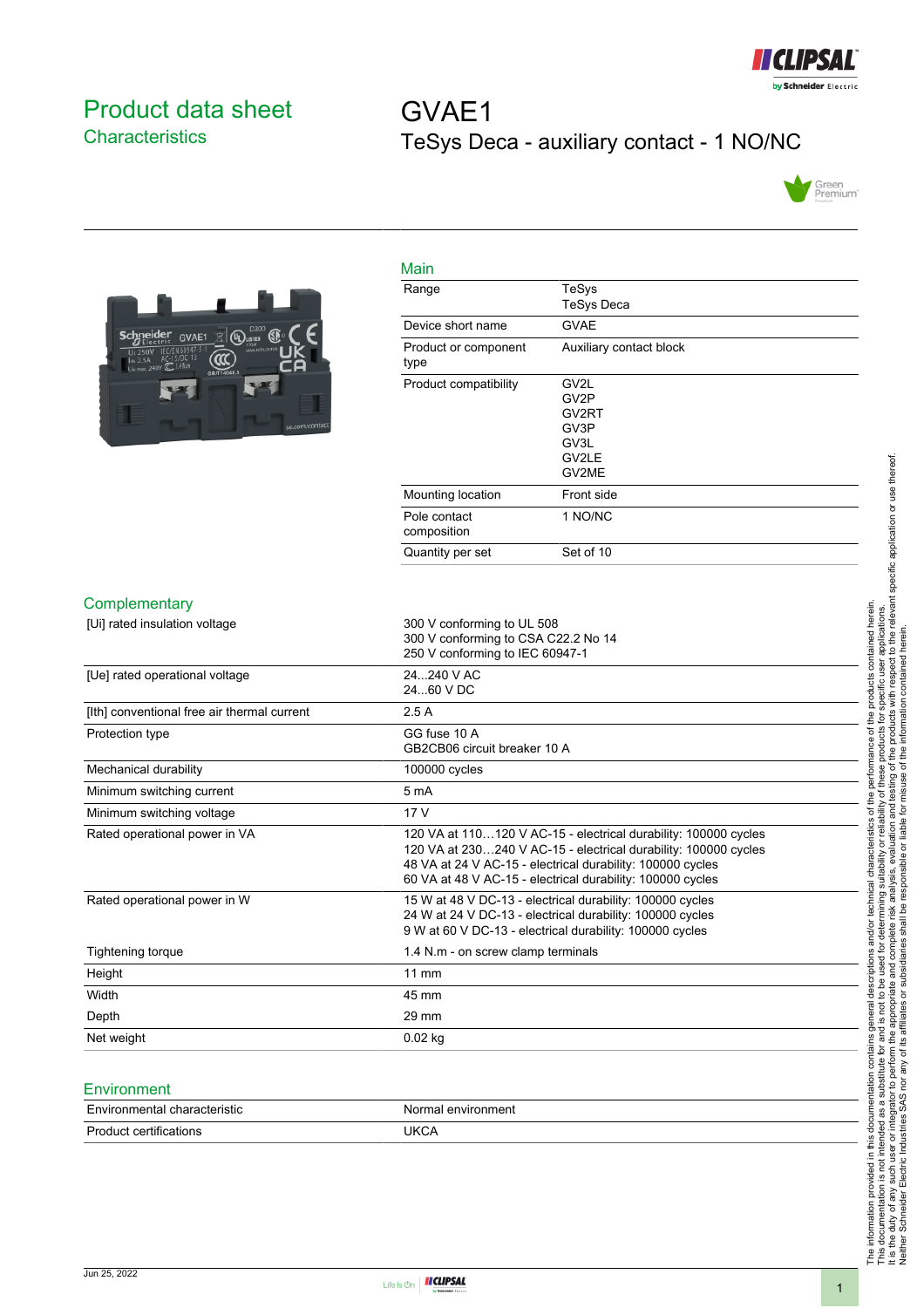# Product data sheet

## Characteristics

# GVAE1

## TeSys Deca - auxiliary contact - 1 NO/NC

### Main

| | |
|---|---|
| Range | TeSys<br>TeSys Deca |
| Device short name | GVAE |
| Product or component type | Auxiliary contact block |
| Product compatibility | GV2L<br>GV2P<br>GV2RT<br>GV3P<br>GV3L<br>GV2LE<br>GV2ME |
| Mounting location | Front side |
| Pole contact composition | 1 NO/NC |
| Quantity per set | Set of 10 |

### Complementary

| | |
|---|---|
| [Ui] rated insulation voltage | 300 V conforming to UL 508<br>300 V conforming to CSA C22.2 No 14<br>250 V conforming to IEC 60947-1 |
| [Ue] rated operational voltage | 24...240 V AC<br>24...60 V DC |
| [Ith] conventional free air thermal current | 2.5 A |
| Protection type | GG fuse 10 A<br>GB2CB06 circuit breaker 10 A |
| Mechanical durability | 100000 cycles |
| Minimum switching current | 5 mA |
| Minimum switching voltage | 17 V |
| Rated operational power in VA | 120 VA at 110…120 V AC-15 - electrical durability: 100000 cycles<br>120 VA at 230…240 V AC-15 - electrical durability: 100000 cycles<br>48 VA at 24 V AC-15 - electrical durability: 100000 cycles<br>60 VA at 48 V AC-15 - electrical durability: 100000 cycles |
| Rated operational power in W | 15 W at 48 V DC-13 - electrical durability: 100000 cycles<br>24 W at 24 V DC-13 - electrical durability: 100000 cycles<br>9 W at 60 V DC-13 - electrical durability: 100000 cycles |
| Tightening torque | 1.4 N.m - on screw clamp terminals |
| Height | 11 mm |
| Width | 45 mm |
| Depth | 29 mm |
| Net weight | 0.02 kg |

### Environment

| | |
|---|---|
| Environmental characteristic | Normal environment |
| Product certifications | UKCA |

The information provided in this documentation contains general descriptions and/or technical characteristics of the performance of the products contained herein. This documentation is not intended as a substitute for and is not to be used for determining suitability or reliability of these products for specific user applications. It is the duty of any such user or integrator to perform the appropriate and complete risk analysis, evaluation and testing of the products with respect to the relevant specific application or use thereof. Neither Schneider Electric Industries SAS nor any of its affiliates or subsidiaries shall be responsible or liable for misuse of the information contained herein.

Jun 25, 2022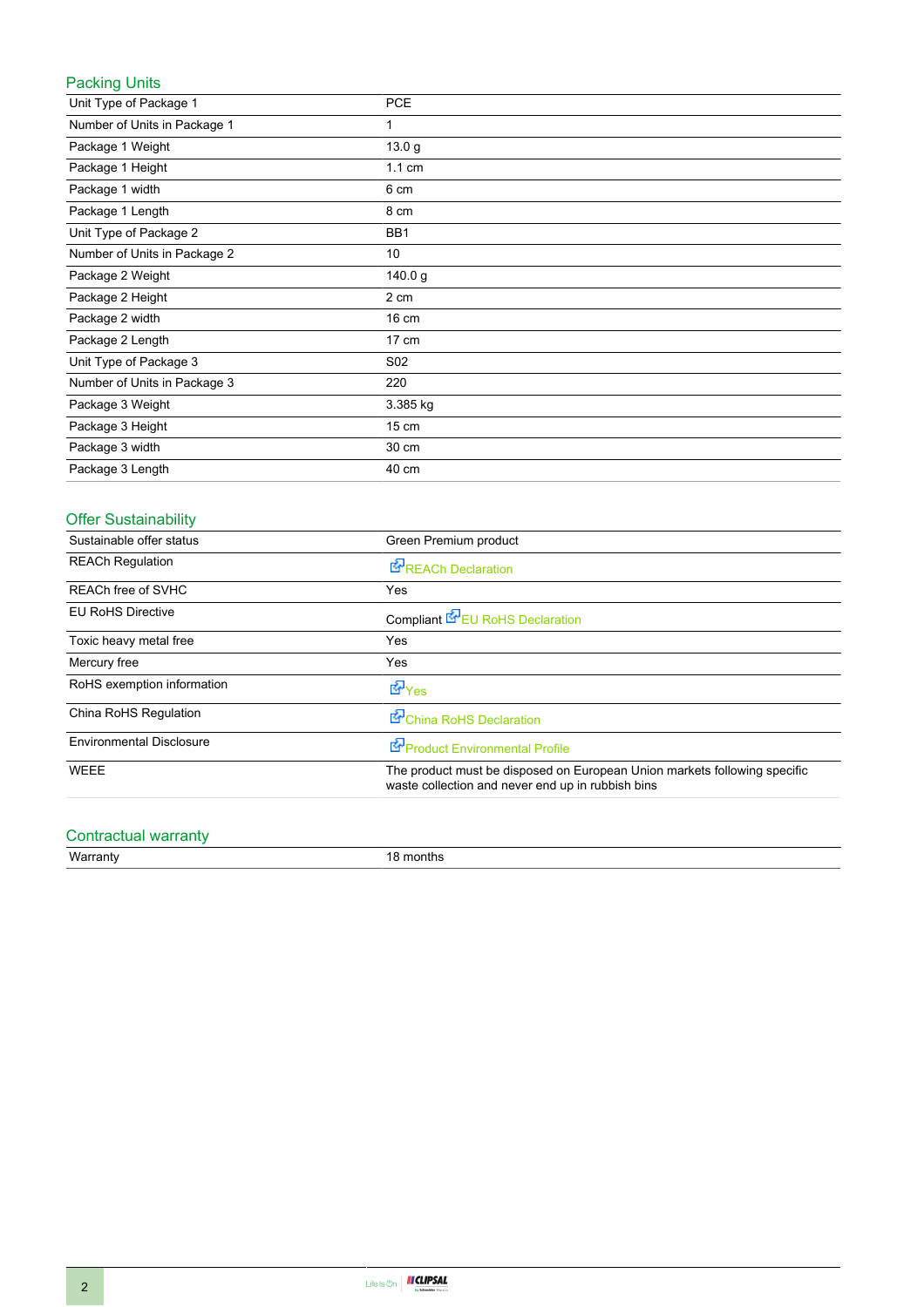## Packing Units

| | |
|---|---|
| Unit Type of Package 1 | PCE |
| Number of Units in Package 1 | 1 |
| Package 1 Weight | 13.0 g |
| Package 1 Height | 1.1 cm |
| Package 1 width | 6 cm |
| Package 1 Length | 8 cm |
| Unit Type of Package 2 | BB1 |
| Number of Units in Package 2 | 10 |
| Package 2 Weight | 140.0 g |
| Package 2 Height | 2 cm |
| Package 2 width | 16 cm |
| Package 2 Length | 17 cm |
| Unit Type of Package 3 | S02 |
| Number of Units in Package 3 | 220 |
| Package 3 Weight | 3.385 kg |
| Package 3 Height | 15 cm |
| Package 3 width | 30 cm |
| Package 3 Length | 40 cm |

## Offer Sustainability

| | |
|---|---|
| Sustainable offer status | Green Premium product |
| REACh Regulation | REACh Declaration |
| REACh free of SVHC | Yes |
| EU RoHS Directive | Compliant EU RoHS Declaration |
| Toxic heavy metal free | Yes |
| Mercury free | Yes |
| RoHS exemption information | Yes |
| China RoHS Regulation | China RoHS Declaration |
| Environmental Disclosure | Product Environmental Profile |
| WEEE | The product must be disposed on European Union markets following specific waste collection and never end up in rubbish bins |

## Contractual warranty

| | |
|---|---|
| Warranty | 18 months |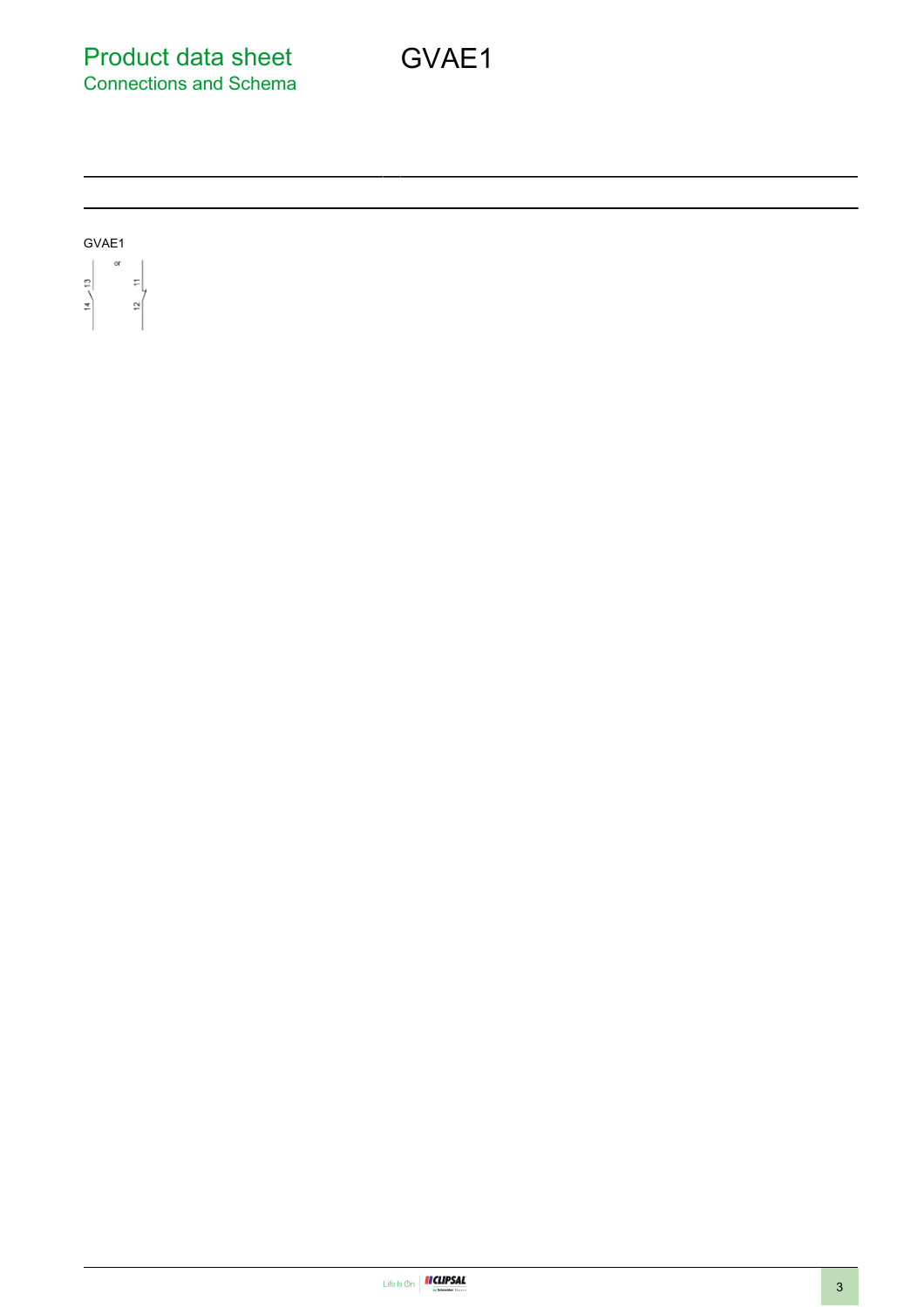# Product data sheet
## Connections and Schema

# GVAE1

GVAE1

or

13

14

11

12